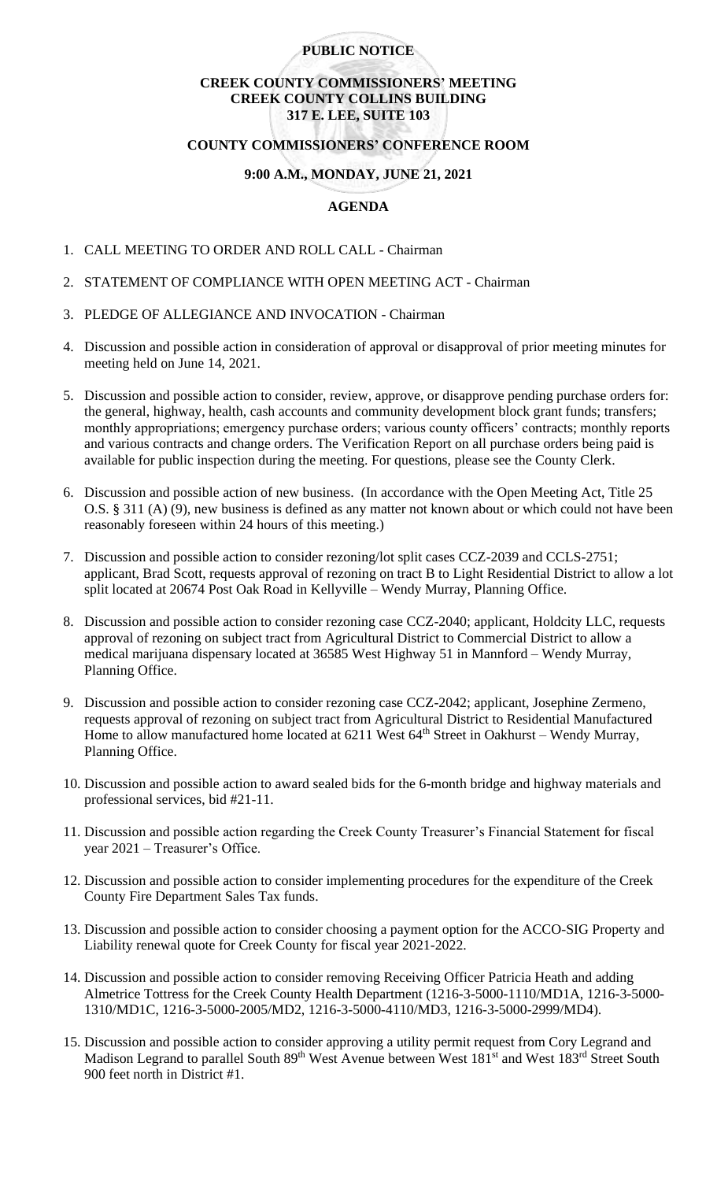# PUBLIC NOTICE

## CREEK COUNTY COMMISSIONERS' MEETING
## CREEK COUNTY COLLINS BUILDING
## 317 E. LEE, SUITE 103

## COUNTY COMMISSIONERS' CONFERENCE ROOM

## 9:00 A.M., MONDAY, JUNE 21, 2021

## AGENDA

1. CALL MEETING TO ORDER AND ROLL CALL - Chairman
2. STATEMENT OF COMPLIANCE WITH OPEN MEETING ACT - Chairman
3. PLEDGE OF ALLEGIANCE AND INVOCATION - Chairman
4. Discussion and possible action in consideration of approval or disapproval of prior meeting minutes for meeting held on June 14, 2021.
5. Discussion and possible action to consider, review, approve, or disapprove pending purchase orders for: the general, highway, health, cash accounts and community development block grant funds; transfers; monthly appropriations; emergency purchase orders; various county officers' contracts; monthly reports and various contracts and change orders. The Verification Report on all purchase orders being paid is available for public inspection during the meeting. For questions, please see the County Clerk.
6. Discussion and possible action of new business. (In accordance with the Open Meeting Act, Title 25 O.S. § 311 (A) (9), new business is defined as any matter not known about or which could not have been reasonably foreseen within 24 hours of this meeting.)
7. Discussion and possible action to consider rezoning/lot split cases CCZ-2039 and CCLS-2751; applicant, Brad Scott, requests approval of rezoning on tract B to Light Residential District to allow a lot split located at 20674 Post Oak Road in Kellyville – Wendy Murray, Planning Office.
8. Discussion and possible action to consider rezoning case CCZ-2040; applicant, Holdcity LLC, requests approval of rezoning on subject tract from Agricultural District to Commercial District to allow a medical marijuana dispensary located at 36585 West Highway 51 in Mannford – Wendy Murray, Planning Office.
9. Discussion and possible action to consider rezoning case CCZ-2042; applicant, Josephine Zermeno, requests approval of rezoning on subject tract from Agricultural District to Residential Manufactured Home to allow manufactured home located at 6211 West 64th Street in Oakhurst – Wendy Murray, Planning Office.
10. Discussion and possible action to award sealed bids for the 6-month bridge and highway materials and professional services, bid #21-11.
11. Discussion and possible action regarding the Creek County Treasurer's Financial Statement for fiscal year 2021 – Treasurer's Office.
12. Discussion and possible action to consider implementing procedures for the expenditure of the Creek County Fire Department Sales Tax funds.
13. Discussion and possible action to consider choosing a payment option for the ACCO-SIG Property and Liability renewal quote for Creek County for fiscal year 2021-2022.
14. Discussion and possible action to consider removing Receiving Officer Patricia Heath and adding Almetrice Tottress for the Creek County Health Department (1216-3-5000-1110/MD1A, 1216-3-5000-1310/MD1C, 1216-3-5000-2005/MD2, 1216-3-5000-4110/MD3, 1216-3-5000-2999/MD4).
15. Discussion and possible action to consider approving a utility permit request from Cory Legrand and Madison Legrand to parallel South 89th West Avenue between West 181st and West 183rd Street South 900 feet north in District #1.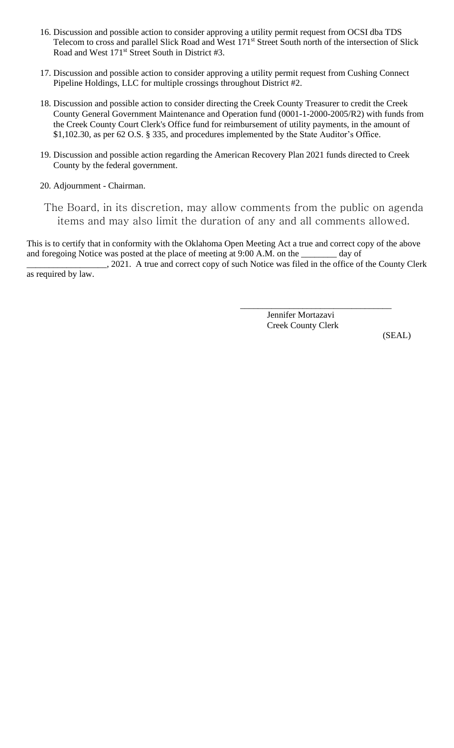16. Discussion and possible action to consider approving a utility permit request from OCSI dba TDS Telecom to cross and parallel Slick Road and West 171st Street South north of the intersection of Slick Road and West 171st Street South in District #3.

17. Discussion and possible action to consider approving a utility permit request from Cushing Connect Pipeline Holdings, LLC for multiple crossings throughout District #2.

18. Discussion and possible action to consider directing the Creek County Treasurer to credit the Creek County General Government Maintenance and Operation fund (0001-1-2000-2005/R2) with funds from the Creek County Court Clerk's Office fund for reimbursement of utility payments, in the amount of $1,102.30, as per 62 O.S. § 335, and procedures implemented by the State Auditor's Office.

19. Discussion and possible action regarding the American Recovery Plan 2021 funds directed to Creek County by the federal government.

20. Adjournment - Chairman.

The Board, in its discretion, may allow comments from the public on agenda items and may also limit the duration of any and all comments allowed.

This is to certify that in conformity with the Oklahoma Open Meeting Act a true and correct copy of the above and foregoing Notice was posted at the place of meeting at 9:00 A.M. on the ________ day of __________________, 2021. A true and correct copy of such Notice was filed in the office of the County Clerk as required by law.

__________________________________

Jennifer Mortazavi
Creek County Clerk

(SEAL)